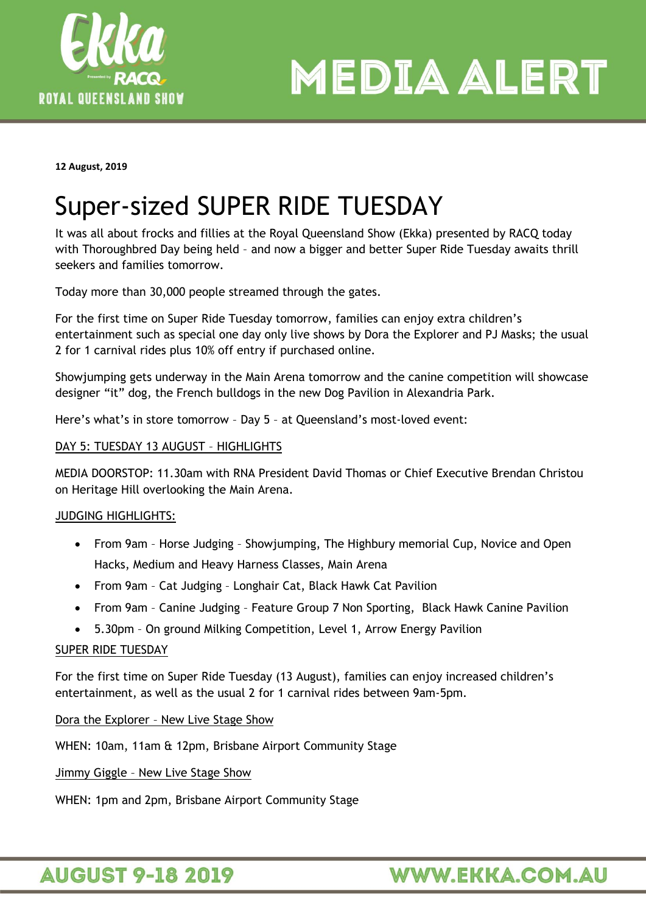**12 August, 2019**

# Super-sized SUPER RIDE TUESDAY

It was all about frocks and fillies at the Royal Queensland Show (Ekka) presented by RACQ today with Thoroughbred Day being held – and now a bigger and better Super Ride Tuesday awaits thrill seekers and families tomorrow.

Today more than 30,000 people streamed through the gates.

For the first time on Super Ride Tuesday tomorrow, families can enjoy extra children's entertainment such as special one day only live shows by Dora the Explorer and PJ Masks; the usual 2 for 1 carnival rides plus 10% off entry if purchased online.

Showjumping gets underway in the Main Arena tomorrow and the canine competition will showcase designer "it" dog, the French bulldogs in the new Dog Pavilion in Alexandria Park.

Here's what's in store tomorrow – Day 5 – at Queensland's most-loved event:

DAY 5: TUESDAY 13 AUGUST – HIGHLIGHTS

MEDIA DOORSTOP: 11.30am with RNA President David Thomas or Chief Executive Brendan Christou on Heritage Hill overlooking the Main Arena.

JUDGING HIGHLIGHTS:

- From 9am – Horse Judging – Showjumping, The Highbury memorial Cup, Novice and Open Hacks, Medium and Heavy Harness Classes, Main Arena
- From 9am – Cat Judging – Longhair Cat, Black Hawk Cat Pavilion
- From 9am – Canine Judging – Feature Group 7 Non Sporting, Black Hawk Canine Pavilion
- 5.30pm – On ground Milking Competition, Level 1, Arrow Energy Pavilion

SUPER RIDE TUESDAY

For the first time on Super Ride Tuesday (13 August), families can enjoy increased children's entertainment, as well as the usual 2 for 1 carnival rides between 9am-5pm.

Dora the Explorer – New Live Stage Show

WHEN: 10am, 11am & 12pm, Brisbane Airport Community Stage

Jimmy Giggle – New Live Stage Show

WHEN: 1pm and 2pm, Brisbane Airport Community Stage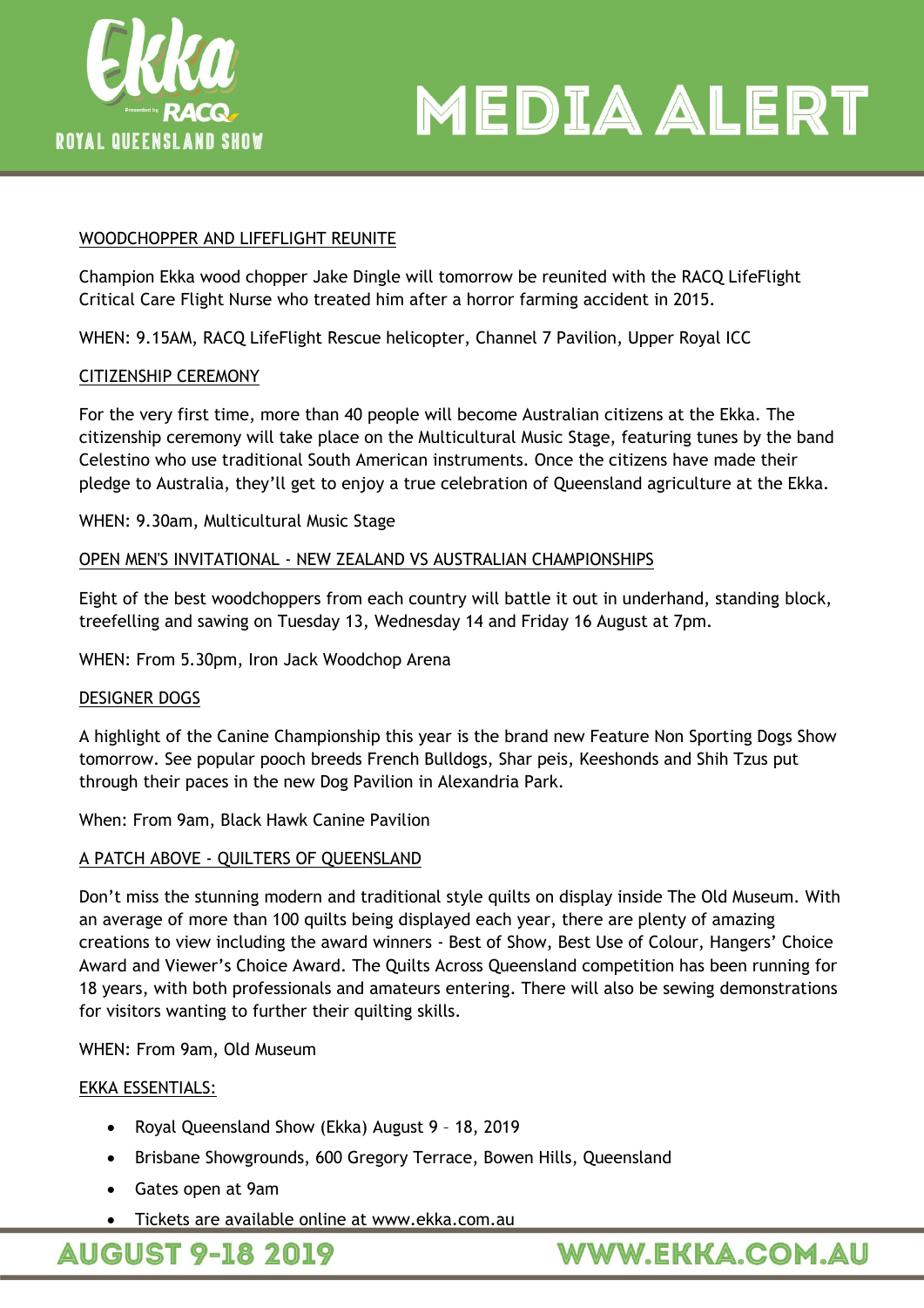# MEDIA ALERT

WOODCHOPPER AND LIFEFLIGHT REUNITE

Champion Ekka wood chopper Jake Dingle will tomorrow be reunited with the RACQ LifeFlight Critical Care Flight Nurse who treated him after a horror farming accident in 2015.

WHEN: 9.15AM, RACQ LifeFlight Rescue helicopter, Channel 7 Pavilion, Upper Royal ICC

CITIZENSHIP CEREMONY

For the very first time, more than 40 people will become Australian citizens at the Ekka. The citizenship ceremony will take place on the Multicultural Music Stage, featuring tunes by the band Celestino who use traditional South American instruments. Once the citizens have made their pledge to Australia, they'll get to enjoy a true celebration of Queensland agriculture at the Ekka.

WHEN: 9.30am, Multicultural Music Stage

OPEN MEN'S INVITATIONAL - NEW ZEALAND VS AUSTRALIAN CHAMPIONSHIPS

Eight of the best woodchoppers from each country will battle it out in underhand, standing block, treefelling and sawing on Tuesday 13, Wednesday 14 and Friday 16 August at 7pm.

WHEN: From 5.30pm, Iron Jack Woodchop Arena

DESIGNER DOGS

A highlight of the Canine Championship this year is the brand new Feature Non Sporting Dogs Show tomorrow. See popular pooch breeds French Bulldogs, Shar peis, Keeshonds and Shih Tzus put through their paces in the new Dog Pavilion in Alexandria Park.

When: From 9am, Black Hawk Canine Pavilion

A PATCH ABOVE - QUILTERS OF QUEENSLAND

Don't miss the stunning modern and traditional style quilts on display inside The Old Museum. With an average of more than 100 quilts being displayed each year, there are plenty of amazing creations to view including the award winners - Best of Show, Best Use of Colour, Hangers' Choice Award and Viewer's Choice Award. The Quilts Across Queensland competition has been running for 18 years, with both professionals and amateurs entering. There will also be sewing demonstrations for visitors wanting to further their quilting skills.

WHEN: From 9am, Old Museum

EKKA ESSENTIALS:

- Royal Queensland Show (Ekka) August 9 – 18, 2019
- Brisbane Showgrounds, 600 Gregory Terrace, Bowen Hills, Queensland
- Gates open at 9am
- Tickets are available online at www.ekka.com.au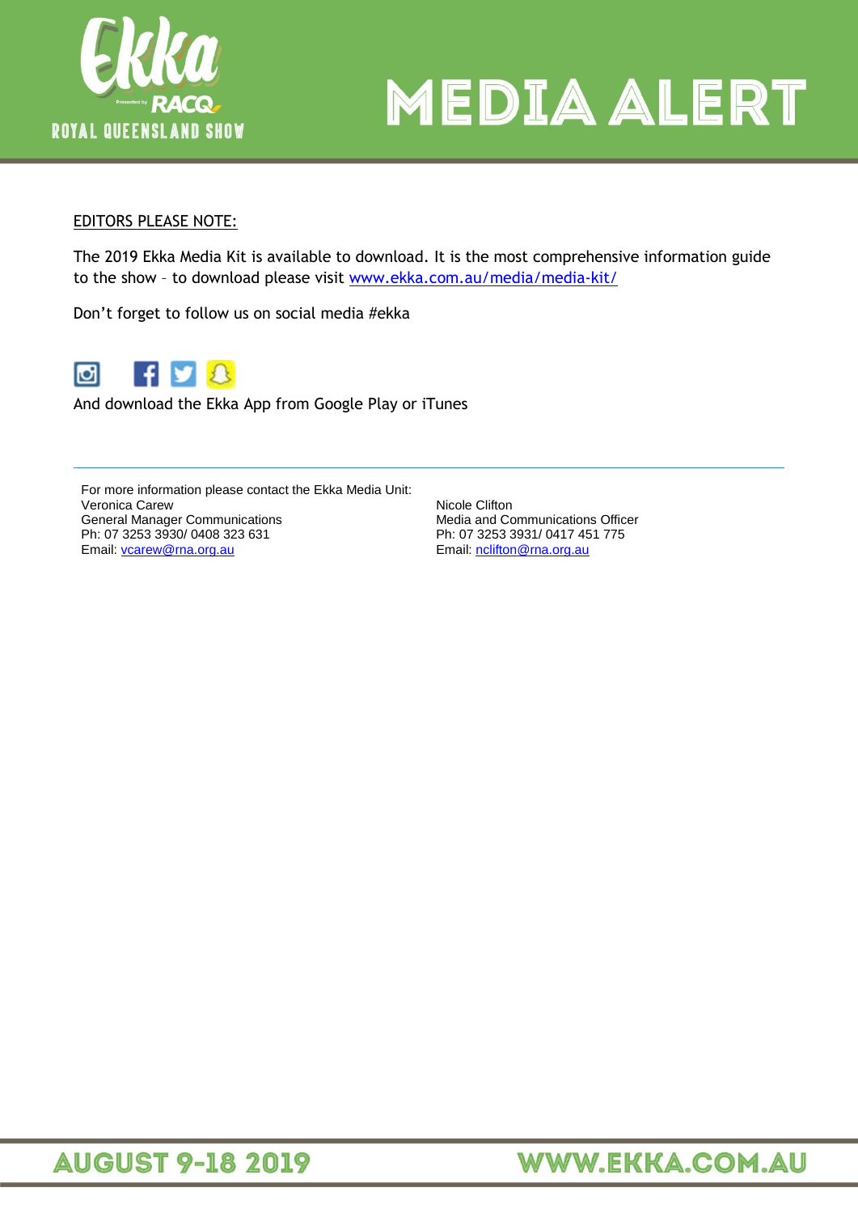EDITORS PLEASE NOTE:

The 2019 Ekka Media Kit is available to download. It is the most comprehensive information guide to the show – to download please visit www.ekka.com.au/media/media-kit/

Don't forget to follow us on social media #ekka

And download the Ekka App from Google Play or iTunes

---

For more information please contact the Ekka Media Unit:

Veronica Carew
General Manager Communications
Ph: 07 3253 3930/ 0408 323 631
Email: vcarew@rna.org.au

Nicole Clifton
Media and Communications Officer
Ph: 07 3253 3931/ 0417 451 775
Email: nclifton@rna.org.au